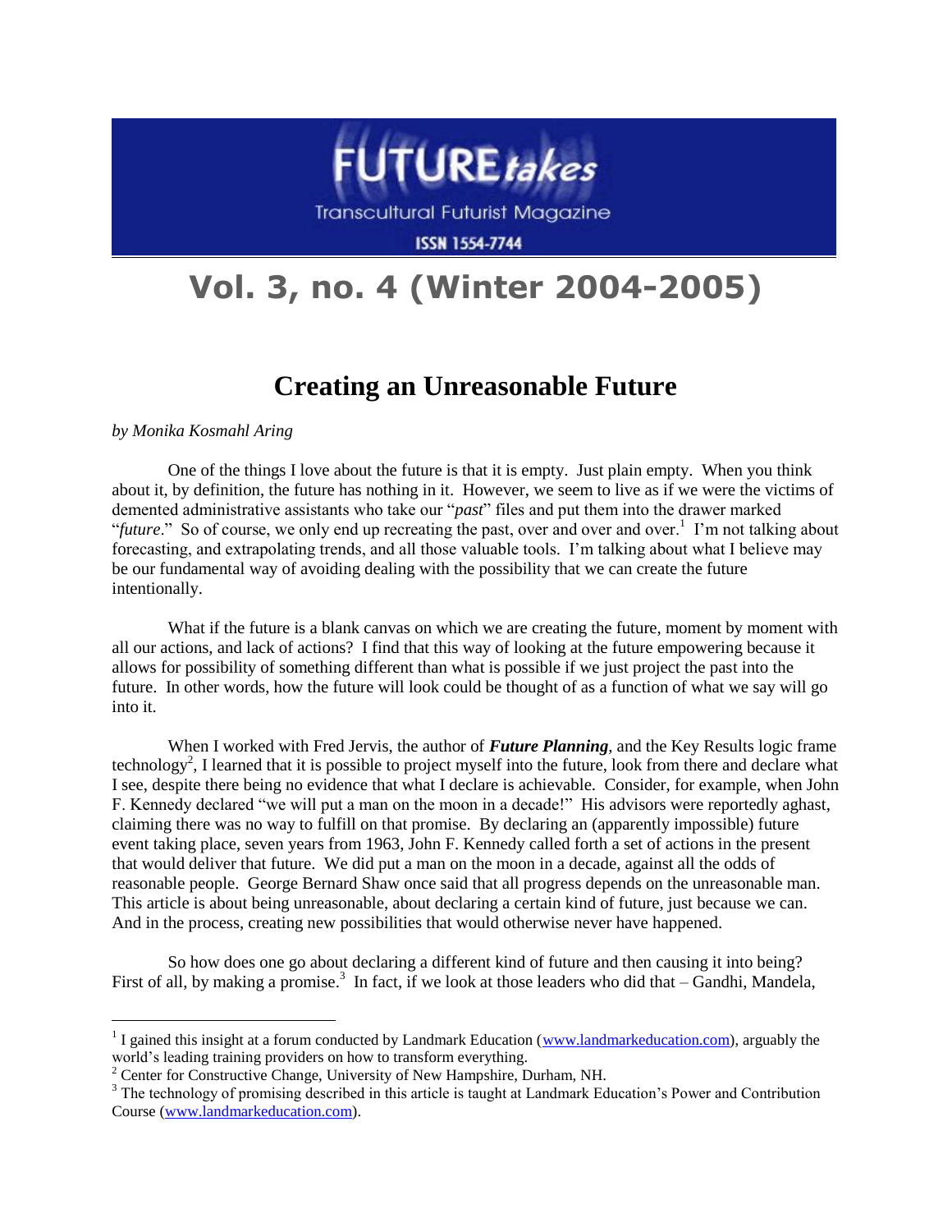# FUTURE*takes*

Transcultural Futurist Magazine

ISSN 1554-7744

## Vol. 3, no. 4 (Winter 2004-2005)

# Creating an Unreasonable Future

*by Monika Kosmahl Aring*

One of the things I love about the future is that it is empty. Just plain empty. When you think about it, by definition, the future has nothing in it. However, we seem to live as if we were the victims of demented administrative assistants who take our "*past*" files and put them into the drawer marked "*future*." So of course, we only end up recreating the past, over and over and over.[1] I'm not talking about forecasting, and extrapolating trends, and all those valuable tools. I'm talking about what I believe may be our fundamental way of avoiding dealing with the possibility that we can create the future intentionally.

What if the future is a blank canvas on which we are creating the future, moment by moment with all our actions, and lack of actions? I find that this way of looking at the future empowering because it allows for possibility of something different than what is possible if we just project the past into the future. In other words, how the future will look could be thought of as a function of what we say will go into it.

When I worked with Fred Jervis, the author of ***Future Planning***, and the Key Results logic frame technology[2], I learned that it is possible to project myself into the future, look from there and declare what I see, despite there being no evidence that what I declare is achievable. Consider, for example, when John F. Kennedy declared "we will put a man on the moon in a decade!" His advisors were reportedly aghast, claiming there was no way to fulfill on that promise. By declaring an (apparently impossible) future event taking place, seven years from 1963, John F. Kennedy called forth a set of actions in the present that would deliver that future. We did put a man on the moon in a decade, against all the odds of reasonable people. George Bernard Shaw once said that all progress depends on the unreasonable man. This article is about being unreasonable, about declaring a certain kind of future, just because we can. And in the process, creating new possibilities that would otherwise never have happened.

So how does one go about declaring a different kind of future and then causing it into being? First of all, by making a promise.[3] In fact, if we look at those leaders who did that – Gandhi, Mandela,

---

[1] I gained this insight at a forum conducted by Landmark Education (www.landmarkeducation.com), arguably the world's leading training providers on how to transform everything.

[2] Center for Constructive Change, University of New Hampshire, Durham, NH.

[3] The technology of promising described in this article is taught at Landmark Education's Power and Contribution Course (www.landmarkeducation.com).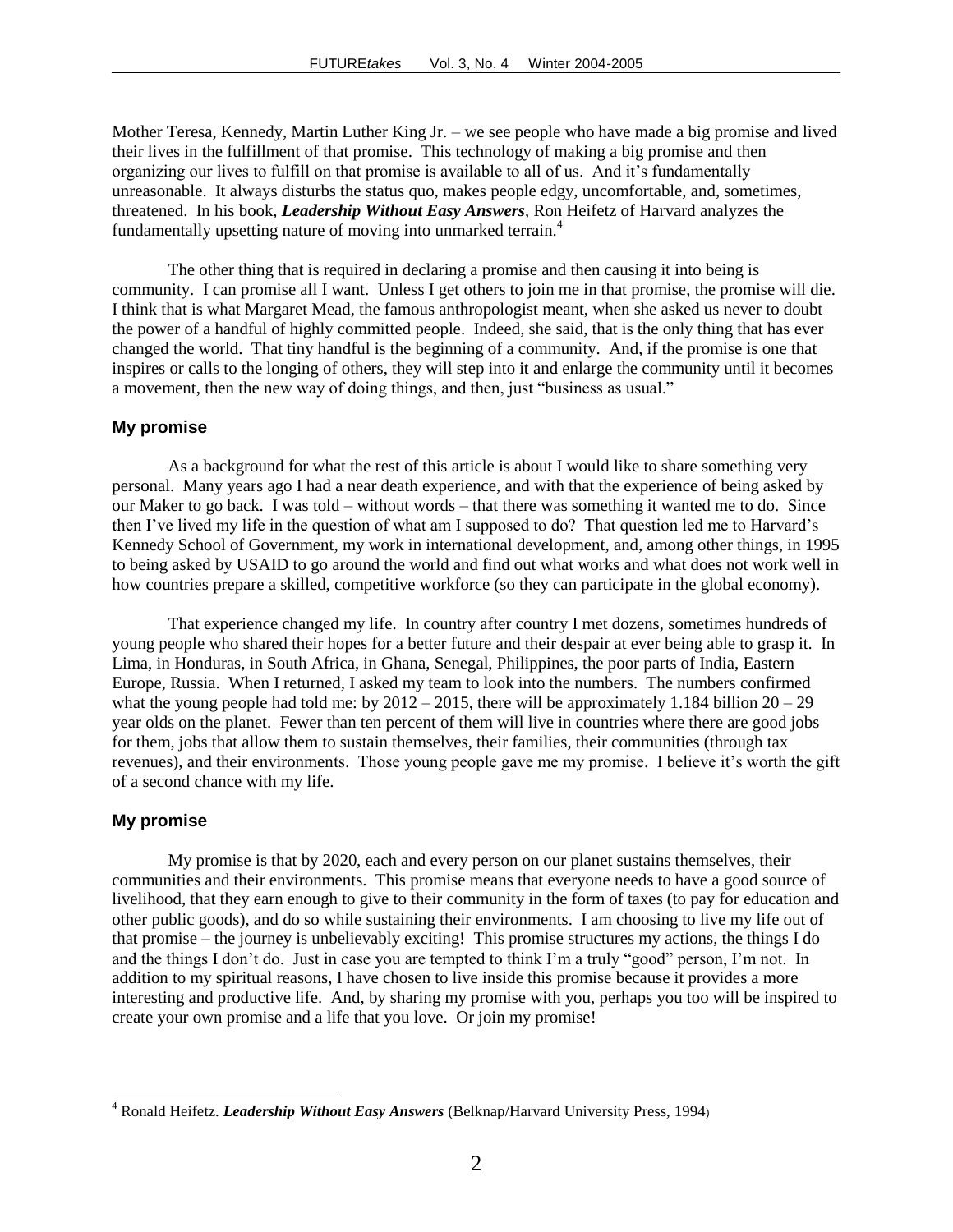Mother Teresa, Kennedy, Martin Luther King Jr. – we see people who have made a big promise and lived their lives in the fulfillment of that promise. This technology of making a big promise and then organizing our lives to fulfill on that promise is available to all of us. And it's fundamentally unreasonable. It always disturbs the status quo, makes people edgy, uncomfortable, and, sometimes, threatened. In his book, ***Leadership Without Easy Answers***, Ron Heifetz of Harvard analyzes the fundamentally upsetting nature of moving into unmarked terrain.[4]

The other thing that is required in declaring a promise and then causing it into being is community. I can promise all I want. Unless I get others to join me in that promise, the promise will die. I think that is what Margaret Mead, the famous anthropologist meant, when she asked us never to doubt the power of a handful of highly committed people. Indeed, she said, that is the only thing that has ever changed the world. That tiny handful is the beginning of a community. And, if the promise is one that inspires or calls to the longing of others, they will step into it and enlarge the community until it becomes a movement, then the new way of doing things, and then, just "business as usual."

### My promise

As a background for what the rest of this article is about I would like to share something very personal. Many years ago I had a near death experience, and with that the experience of being asked by our Maker to go back. I was told – without words – that there was something it wanted me to do. Since then I've lived my life in the question of what am I supposed to do? That question led me to Harvard's Kennedy School of Government, my work in international development, and, among other things, in 1995 to being asked by USAID to go around the world and find out what works and what does not work well in how countries prepare a skilled, competitive workforce (so they can participate in the global economy).

That experience changed my life. In country after country I met dozens, sometimes hundreds of young people who shared their hopes for a better future and their despair at ever being able to grasp it. In Lima, in Honduras, in South Africa, in Ghana, Senegal, Philippines, the poor parts of India, Eastern Europe, Russia. When I returned, I asked my team to look into the numbers. The numbers confirmed what the young people had told me: by 2012 – 2015, there will be approximately 1.184 billion 20 – 29 year olds on the planet. Fewer than ten percent of them will live in countries where there are good jobs for them, jobs that allow them to sustain themselves, their families, their communities (through tax revenues), and their environments. Those young people gave me my promise. I believe it's worth the gift of a second chance with my life.

### My promise

My promise is that by 2020, each and every person on our planet sustains themselves, their communities and their environments. This promise means that everyone needs to have a good source of livelihood, that they earn enough to give to their community in the form of taxes (to pay for education and other public goods), and do so while sustaining their environments. I am choosing to live my life out of that promise – the journey is unbelievably exciting! This promise structures my actions, the things I do and the things I don't do. Just in case you are tempted to think I'm a truly "good" person, I'm not. In addition to my spiritual reasons, I have chosen to live inside this promise because it provides a more interesting and productive life. And, by sharing my promise with you, perhaps you too will be inspired to create your own promise and a life that you love. Or join my promise!

---

[4] Ronald Heifetz. ***Leadership Without Easy Answers*** (Belknap/Harvard University Press, 1994)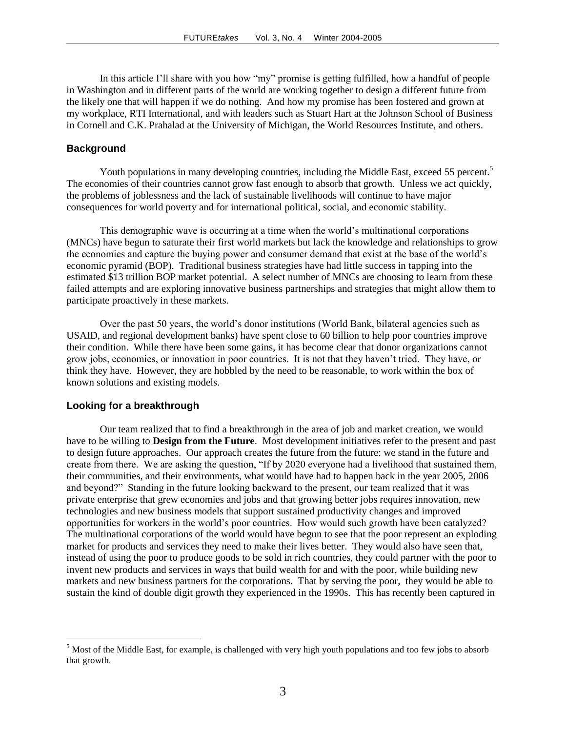In this article I'll share with you how "my" promise is getting fulfilled, how a handful of people in Washington and in different parts of the world are working together to design a different future from the likely one that will happen if we do nothing. And how my promise has been fostered and grown at my workplace, RTI International, and with leaders such as Stuart Hart at the Johnson School of Business in Cornell and C.K. Prahalad at the University of Michigan, the World Resources Institute, and others.

## Background

Youth populations in many developing countries, including the Middle East, exceed 55 percent.[5] The economies of their countries cannot grow fast enough to absorb that growth. Unless we act quickly, the problems of joblessness and the lack of sustainable livelihoods will continue to have major consequences for world poverty and for international political, social, and economic stability.

This demographic wave is occurring at a time when the world's multinational corporations (MNCs) have begun to saturate their first world markets but lack the knowledge and relationships to grow the economies and capture the buying power and consumer demand that exist at the base of the world's economic pyramid (BOP). Traditional business strategies have had little success in tapping into the estimated $13 trillion BOP market potential. A select number of MNCs are choosing to learn from these failed attempts and are exploring innovative business partnerships and strategies that might allow them to participate proactively in these markets.

Over the past 50 years, the world's donor institutions (World Bank, bilateral agencies such as USAID, and regional development banks) have spent close to 60 billion to help poor countries improve their condition. While there have been some gains, it has become clear that donor organizations cannot grow jobs, economies, or innovation in poor countries. It is not that they haven't tried. They have, or think they have. However, they are hobbled by the need to be reasonable, to work within the box of known solutions and existing models.

## Looking for a breakthrough

Our team realized that to find a breakthrough in the area of job and market creation, we would have to be willing to **Design from the Future**. Most development initiatives refer to the present and past to design future approaches. Our approach creates the future from the future: we stand in the future and create from there. We are asking the question, "If by 2020 everyone had a livelihood that sustained them, their communities, and their environments, what would have had to happen back in the year 2005, 2006 and beyond?" Standing in the future looking backward to the present, our team realized that it was private enterprise that grew economies and jobs and that growing better jobs requires innovation, new technologies and new business models that support sustained productivity changes and improved opportunities for workers in the world's poor countries. How would such growth have been catalyzed? The multinational corporations of the world would have begun to see that the poor represent an exploding market for products and services they need to make their lives better. They would also have seen that, instead of using the poor to produce goods to be sold in rich countries, they could partner with the poor to invent new products and services in ways that build wealth for and with the poor, while building new markets and new business partners for the corporations. That by serving the poor, they would be able to sustain the kind of double digit growth they experienced in the 1990s. This has recently been captured in

[5] Most of the Middle East, for example, is challenged with very high youth populations and too few jobs to absorb that growth.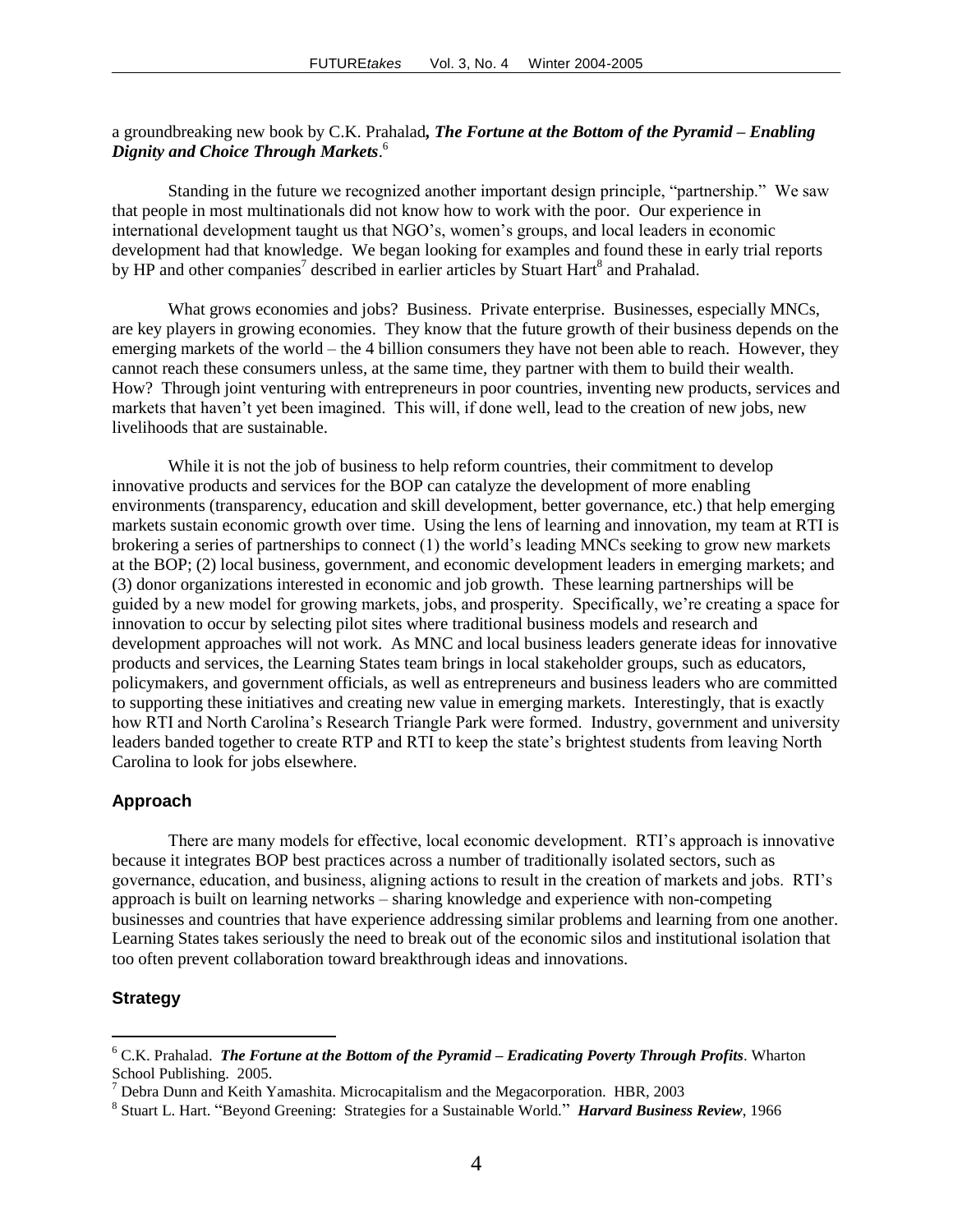a groundbreaking new book by C.K. Prahalad*, **The Fortune at the Bottom of the Pyramid – Enabling Dignity and Choice Through Markets***.[6]

Standing in the future we recognized another important design principle, "partnership." We saw that people in most multinationals did not know how to work with the poor. Our experience in international development taught us that NGO's, women's groups, and local leaders in economic development had that knowledge. We began looking for examples and found these in early trial reports by HP and other companies[7] described in earlier articles by Stuart Hart[8] and Prahalad.

What grows economies and jobs? Business. Private enterprise. Businesses, especially MNCs, are key players in growing economies. They know that the future growth of their business depends on the emerging markets of the world – the 4 billion consumers they have not been able to reach. However, they cannot reach these consumers unless, at the same time, they partner with them to build their wealth. How? Through joint venturing with entrepreneurs in poor countries, inventing new products, services and markets that haven't yet been imagined. This will, if done well, lead to the creation of new jobs, new livelihoods that are sustainable.

While it is not the job of business to help reform countries, their commitment to develop innovative products and services for the BOP can catalyze the development of more enabling environments (transparency, education and skill development, better governance, etc.) that help emerging markets sustain economic growth over time. Using the lens of learning and innovation, my team at RTI is brokering a series of partnerships to connect (1) the world's leading MNCs seeking to grow new markets at the BOP; (2) local business, government, and economic development leaders in emerging markets; and (3) donor organizations interested in economic and job growth. These learning partnerships will be guided by a new model for growing markets, jobs, and prosperity. Specifically, we're creating a space for innovation to occur by selecting pilot sites where traditional business models and research and development approaches will not work. As MNC and local business leaders generate ideas for innovative products and services, the Learning States team brings in local stakeholder groups, such as educators, policymakers, and government officials, as well as entrepreneurs and business leaders who are committed to supporting these initiatives and creating new value in emerging markets. Interestingly, that is exactly how RTI and North Carolina's Research Triangle Park were formed. Industry, government and university leaders banded together to create RTP and RTI to keep the state's brightest students from leaving North Carolina to look for jobs elsewhere.

## Approach

There are many models for effective, local economic development. RTI's approach is innovative because it integrates BOP best practices across a number of traditionally isolated sectors, such as governance, education, and business, aligning actions to result in the creation of markets and jobs. RTI's approach is built on learning networks – sharing knowledge and experience with non-competing businesses and countries that have experience addressing similar problems and learning from one another. Learning States takes seriously the need to break out of the economic silos and institutional isolation that too often prevent collaboration toward breakthrough ideas and innovations.

## Strategy

---

[6] C.K. Prahalad. ***The Fortune at the Bottom of the Pyramid – Eradicating Poverty Through Profits***. Wharton School Publishing. 2005.

[7] Debra Dunn and Keith Yamashita. Microcapitalism and the Megacorporation. HBR, 2003

[8] Stuart L. Hart. "Beyond Greening: Strategies for a Sustainable World." ***Harvard Business Review***, 1966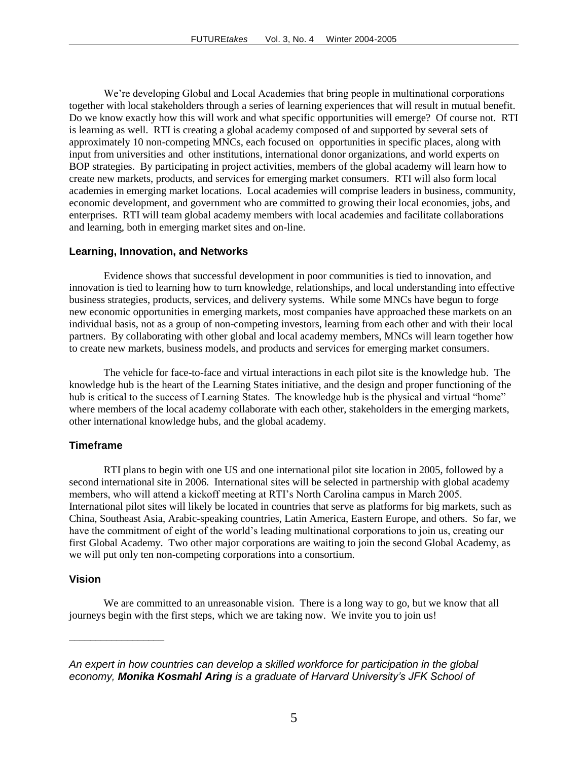We're developing Global and Local Academies that bring people in multinational corporations together with local stakeholders through a series of learning experiences that will result in mutual benefit. Do we know exactly how this will work and what specific opportunities will emerge? Of course not. RTI is learning as well. RTI is creating a global academy composed of and supported by several sets of approximately 10 non-competing MNCs, each focused on opportunities in specific places, along with input from universities and other institutions, international donor organizations, and world experts on BOP strategies. By participating in project activities, members of the global academy will learn how to create new markets, products, and services for emerging market consumers. RTI will also form local academies in emerging market locations. Local academies will comprise leaders in business, community, economic development, and government who are committed to growing their local economies, jobs, and enterprises. RTI will team global academy members with local academies and facilitate collaborations and learning, both in emerging market sites and on-line.

### Learning, Innovation, and Networks

Evidence shows that successful development in poor communities is tied to innovation, and innovation is tied to learning how to turn knowledge, relationships, and local understanding into effective business strategies, products, services, and delivery systems. While some MNCs have begun to forge new economic opportunities in emerging markets, most companies have approached these markets on an individual basis, not as a group of non-competing investors, learning from each other and with their local partners. By collaborating with other global and local academy members, MNCs will learn together how to create new markets, business models, and products and services for emerging market consumers.

The vehicle for face-to-face and virtual interactions in each pilot site is the knowledge hub. The knowledge hub is the heart of the Learning States initiative, and the design and proper functioning of the hub is critical to the success of Learning States. The knowledge hub is the physical and virtual "home" where members of the local academy collaborate with each other, stakeholders in the emerging markets, other international knowledge hubs, and the global academy.

### Timeframe

RTI plans to begin with one US and one international pilot site location in 2005, followed by a second international site in 2006. International sites will be selected in partnership with global academy members, who will attend a kickoff meeting at RTI's North Carolina campus in March 2005. International pilot sites will likely be located in countries that serve as platforms for big markets, such as China, Southeast Asia, Arabic-speaking countries, Latin America, Eastern Europe, and others. So far, we have the commitment of eight of the world's leading multinational corporations to join us, creating our first Global Academy. Two other major corporations are waiting to join the second Global Academy, as we will put only ten non-competing corporations into a consortium.

### Vision

We are committed to an unreasonable vision. There is a long way to go, but we know that all journeys begin with the first steps, which we are taking now. We invite you to join us!

---

*An expert in how countries can develop a skilled workforce for participation in the global economy, **Monika Kosmahl Aring** is a graduate of Harvard University's JFK School of*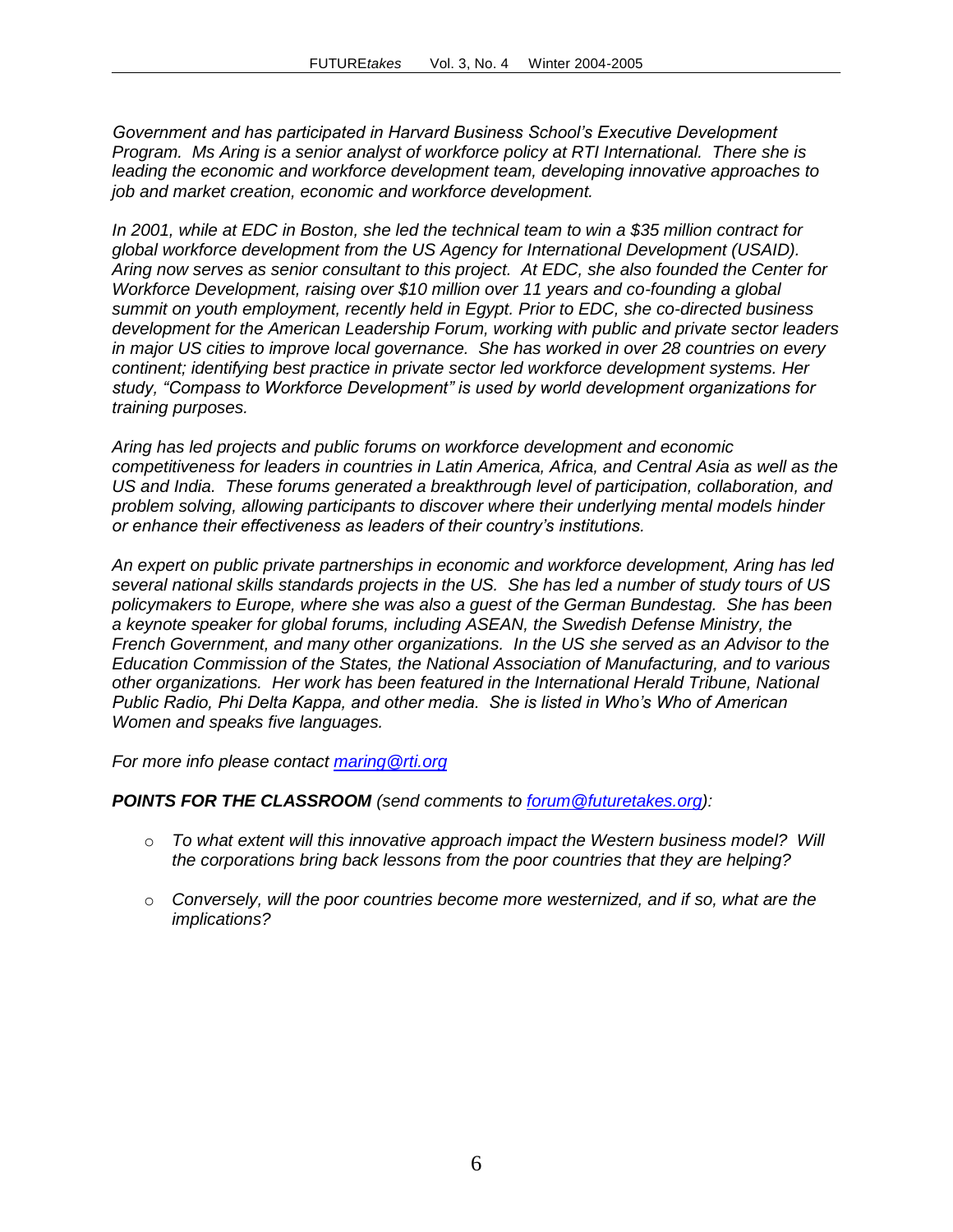*Government and has participated in Harvard Business School's Executive Development Program. Ms Aring is a senior analyst of workforce policy at RTI International. There she is leading the economic and workforce development team, developing innovative approaches to job and market creation, economic and workforce development.*

*In 2001, while at EDC in Boston, she led the technical team to win a $35 million contract for global workforce development from the US Agency for International Development (USAID). Aring now serves as senior consultant to this project. At EDC, she also founded the Center for Workforce Development, raising over $10 million over 11 years and co-founding a global summit on youth employment, recently held in Egypt. Prior to EDC, she co-directed business development for the American Leadership Forum, working with public and private sector leaders in major US cities to improve local governance. She has worked in over 28 countries on every continent; identifying best practice in private sector led workforce development systems. Her study, "Compass to Workforce Development" is used by world development organizations for training purposes.*

*Aring has led projects and public forums on workforce development and economic competitiveness for leaders in countries in Latin America, Africa, and Central Asia as well as the US and India. These forums generated a breakthrough level of participation, collaboration, and problem solving, allowing participants to discover where their underlying mental models hinder or enhance their effectiveness as leaders of their country's institutions.*

*An expert on public private partnerships in economic and workforce development, Aring has led several national skills standards projects in the US. She has led a number of study tours of US policymakers to Europe, where she was also a guest of the German Bundestag. She has been a keynote speaker for global forums, including ASEAN, the Swedish Defense Ministry, the French Government, and many other organizations. In the US she served as an Advisor to the Education Commission of the States, the National Association of Manufacturing, and to various other organizations. Her work has been featured in the International Herald Tribune, National Public Radio, Phi Delta Kappa, and other media. She is listed in Who's Who of American Women and speaks five languages.*

*For more info please contact [maring@rti.org](mailto:maring@rti.org)*

***POINTS FOR THE CLASSROOM*** *(send comments to [forum@futuretakes.org](mailto:forum@futuretakes.org)):*

- *To what extent will this innovative approach impact the Western business model? Will the corporations bring back lessons from the poor countries that they are helping?*
- *Conversely, will the poor countries become more westernized, and if so, what are the implications?*